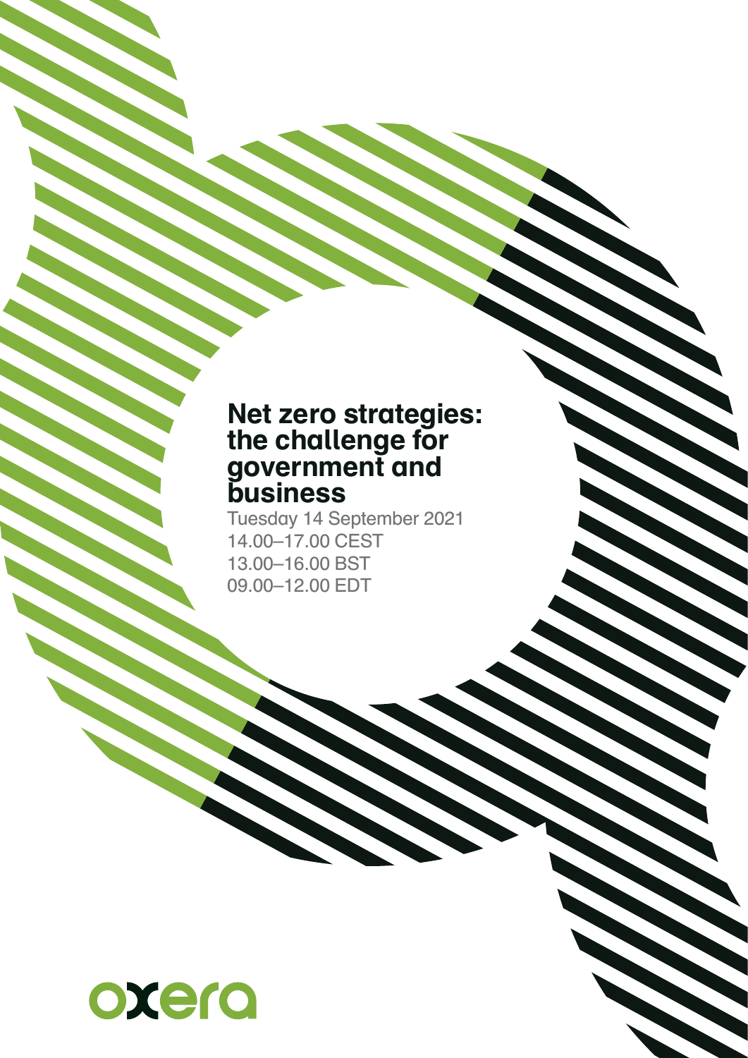# Net zero strategies: the challenge for government and business

Tuesday 14 September 2021
14.00–17.00 CEST
13.00–16.00 BST
09.00–12.00 EDT

oxera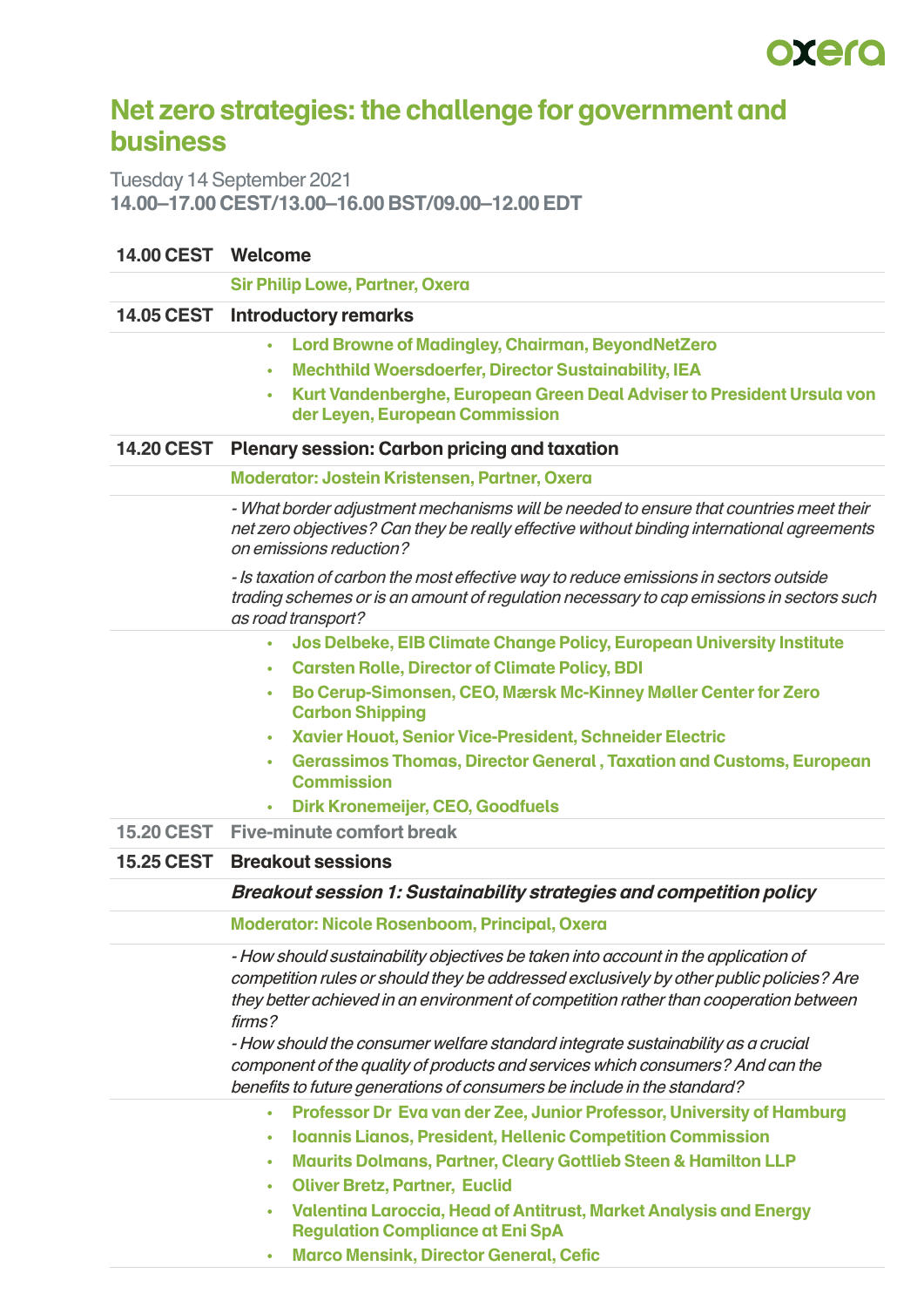# Net zero strategies: the challenge for government and business

Tuesday 14 September 2021

**14.00–17.00 CEST/13.00–16.00 BST/09.00–12.00 EDT**

**14.00 CEST Welcome**

**Sir Philip Lowe, Partner, Oxera**

**14.05 CEST Introductory remarks**

- **Lord Browne of Madingley, Chairman, BeyondNetZero**
- **Mechthild Woersdoerfer, Director Sustainability, IEA**
- **Kurt Vandenberghe, European Green Deal Adviser to President Ursula von der Leyen, European Commission**

**14.20 CEST Plenary session: Carbon pricing and taxation**

**Moderator: Jostein Kristensen, Partner, Oxera**

*- What border adjustment mechanisms will be needed to ensure that countries meet their net zero objectives? Can they be really effective without binding international agreements on emissions reduction?*

*- Is taxation of carbon the most effective way to reduce emissions in sectors outside trading schemes or is an amount of regulation necessary to cap emissions in sectors such as road transport?*

- **Jos Delbeke, EIB Climate Change Policy, European University Institute**
- **Carsten Rolle, Director of Climate Policy, BDI**
- **Bo Cerup-Simonsen, CEO, Mærsk Mc-Kinney Møller Center for Zero Carbon Shipping**
- **Xavier Houot, Senior Vice-President, Schneider Electric**
- **Gerassimos Thomas, Director General , Taxation and Customs, European Commission**
- **Dirk Kronemeijer, CEO, Goodfuels**

**15.20 CEST Five-minute comfort break**

**15.25 CEST Breakout sessions**

***Breakout session 1: Sustainability strategies and competition policy***

**Moderator: Nicole Rosenboom, Principal, Oxera**

*- How should sustainability objectives be taken into account in the application of competition rules or should they be addressed exclusively by other public policies? Are they better achieved in an environment of competition rather than cooperation between firms?*

*- How should the consumer welfare standard integrate sustainability as a crucial component of the quality of products and services which consumers? And can the benefits to future generations of consumers be include in the standard?*

- **Professor Dr Eva van der Zee, Junior Professor, University of Hamburg**
- **Ioannis Lianos, President, Hellenic Competition Commission**
- **Maurits Dolmans, Partner, Cleary Gottlieb Steen & Hamilton LLP**
- **Oliver Bretz, Partner, Euclid**
- **Valentina Laroccia, Head of Antitrust, Market Analysis and Energy Regulation Compliance at Eni SpA**
- **Marco Mensink, Director General, Cefic**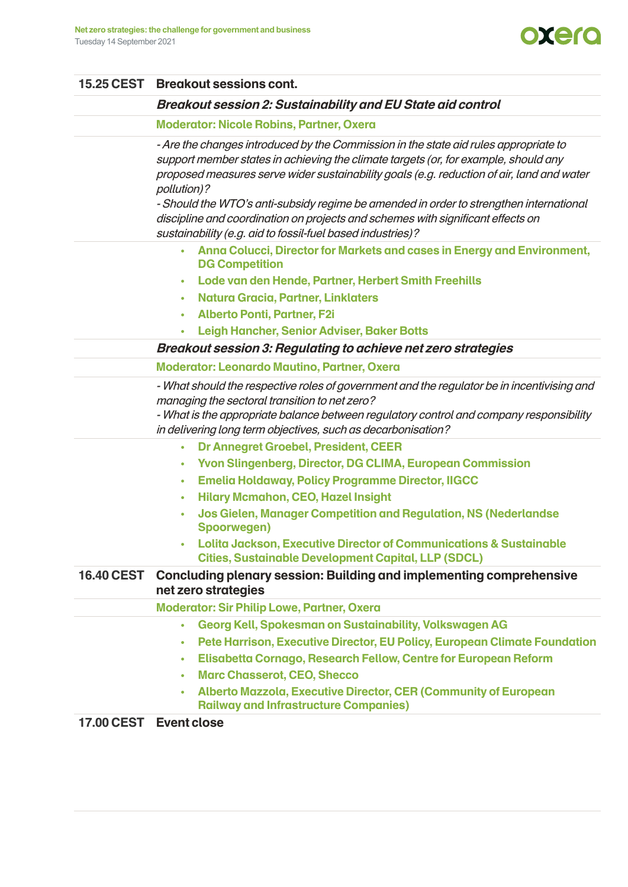**15.25 CEST** **Breakout sessions cont.**

***Breakout session 2: Sustainability and EU State aid control***

**Moderator: Nicole Robins, Partner, Oxera**

*- Are the changes introduced by the Commission in the state aid rules appropriate to support member states in achieving the climate targets (or, for example, should any proposed measures serve wider sustainability goals (e.g. reduction of air, land and water pollution)?*
*- Should the WTO's anti-subsidy regime be amended in order to strengthen international discipline and coordination on projects and schemes with significant effects on sustainability (e.g. aid to fossil-fuel based industries)?*

- **Anna Colucci, Director for Markets and cases in Energy and Environment, DG Competition**
- **Lode van den Hende, Partner, Herbert Smith Freehills**
- **Natura Gracia, Partner, Linklaters**
- **Alberto Ponti, Partner, F2i**
- **Leigh Hancher, Senior Adviser, Baker Botts**

***Breakout session 3: Regulating to achieve net zero strategies***

**Moderator: Leonardo Mautino, Partner, Oxera**

*- What should the respective roles of government and the regulator be in incentivising and managing the sectoral transition to net zero?*
*- What is the appropriate balance between regulatory control and company responsibility in delivering long term objectives, such as decarbonisation?*

- **Dr Annegret Groebel, President, CEER**
- **Yvon Slingenberg, Director, DG CLIMA, European Commission**
- **Emelia Holdaway, Policy Programme Director, IIGCC**
- **Hilary Mcmahon, CEO, Hazel Insight**
- **Jos Gielen, Manager Competition and Regulation, NS (Nederlandse Spoorwegen)**
- **Lolita Jackson, Executive Director of Communications & Sustainable Cities, Sustainable Development Capital, LLP (SDCL)**

**16.40 CEST** **Concluding plenary session: Building and implementing comprehensive net zero strategies**

**Moderator: Sir Philip Lowe, Partner, Oxera**

- **Georg Kell, Spokesman on Sustainability, Volkswagen AG**
- **Pete Harrison, Executive Director, EU Policy, European Climate Foundation**
- **Elisabetta Cornago, Research Fellow, Centre for European Reform**
- **Marc Chasserot, CEO, Shecco**
- **Alberto Mazzola, Executive Director, CER (Community of European Railway and Infrastructure Companies)**

**17.00 CEST** **Event close**